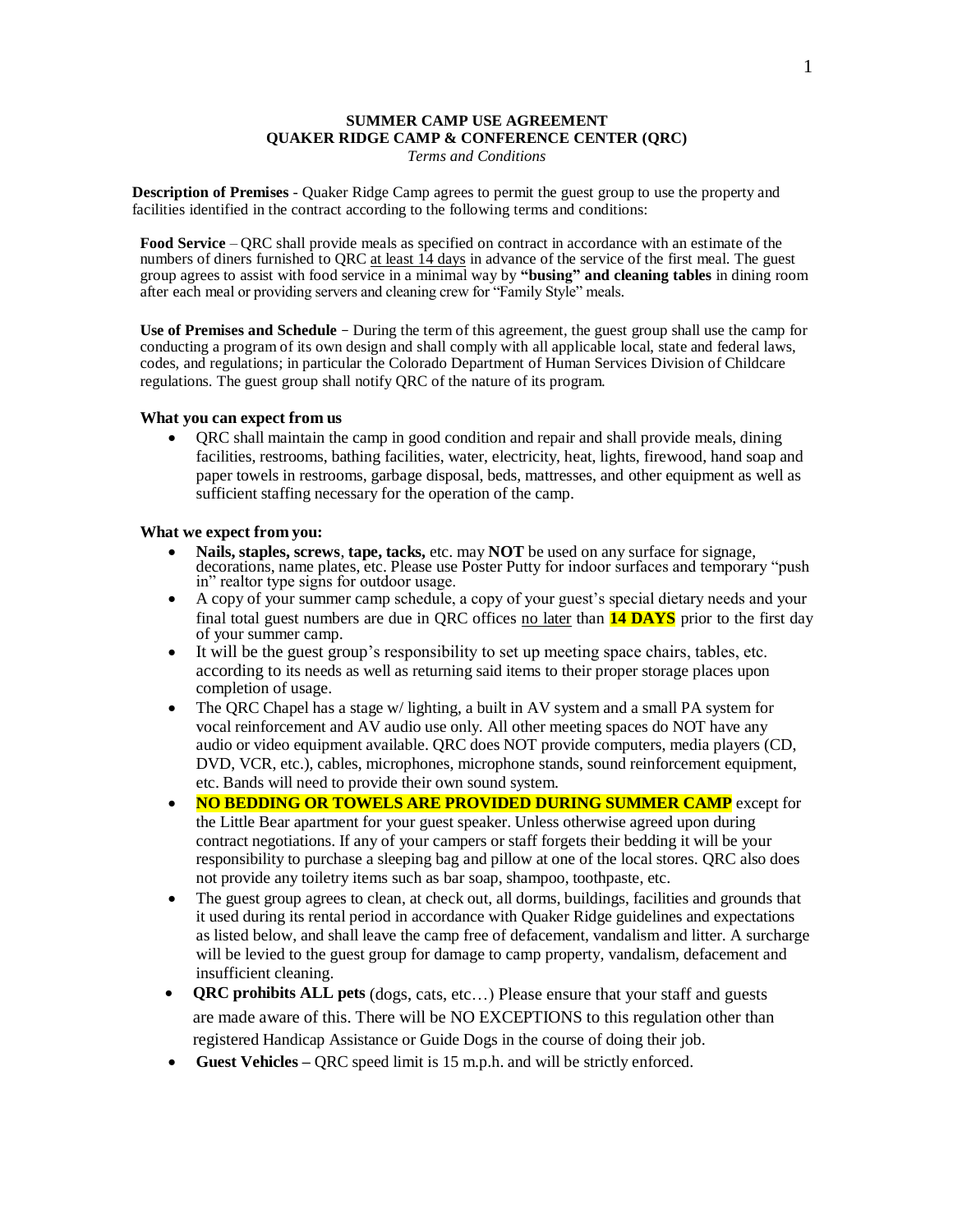# SUMMER CAMP USE AGREEMENT
## QUAKER RIDGE CAMP & CONFERENCE CENTER (QRC)
*Terms and Conditions*

**Description of Premises** - Quaker Ridge Camp agrees to permit the guest group to use the property and facilities identified in the contract according to the following terms and conditions:

**Food Service** – QRC shall provide meals as specified on contract in accordance with an estimate of the numbers of diners furnished to QRC at least 14 days in advance of the service of the first meal. The guest group agrees to assist with food service in a minimal way by **"busing" and cleaning tables** in dining room after each meal or providing servers and cleaning crew for "Family Style" meals.

**Use of Premises and Schedule** – During the term of this agreement, the guest group shall use the camp for conducting a program of its own design and shall comply with all applicable local, state and federal laws, codes, and regulations; in particular the Colorado Department of Human Services Division of Childcare regulations. The guest group shall notify QRC of the nature of its program.

**What you can expect from us**

- QRC shall maintain the camp in good condition and repair and shall provide meals, dining facilities, restrooms, bathing facilities, water, electricity, heat, lights, firewood, hand soap and paper towels in restrooms, garbage disposal, beds, mattresses, and other equipment as well as sufficient staffing necessary for the operation of the camp.

**What we expect from you:**

- **Nails, staples, screws**, **tape, tacks,** etc. may **NOT** be used on any surface for signage, decorations, name plates, etc. Please use Poster Putty for indoor surfaces and temporary "push in" realtor type signs for outdoor usage.
- A copy of your summer camp schedule, a copy of your guest's special dietary needs and your final total guest numbers are due in QRC offices no later than **14 DAYS** prior to the first day of your summer camp.
- It will be the guest group's responsibility to set up meeting space chairs, tables, etc. according to its needs as well as returning said items to their proper storage places upon completion of usage.
- The QRC Chapel has a stage w/ lighting, a built in AV system and a small PA system for vocal reinforcement and AV audio use only. All other meeting spaces do NOT have any audio or video equipment available. QRC does NOT provide computers, media players (CD, DVD, VCR, etc.), cables, microphones, microphone stands, sound reinforcement equipment, etc. Bands will need to provide their own sound system.
- **NO BEDDING OR TOWELS ARE PROVIDED DURING SUMMER CAMP** except for the Little Bear apartment for your guest speaker. Unless otherwise agreed upon during contract negotiations. If any of your campers or staff forgets their bedding it will be your responsibility to purchase a sleeping bag and pillow at one of the local stores. QRC also does not provide any toiletry items such as bar soap, shampoo, toothpaste, etc.
- The guest group agrees to clean, at check out, all dorms, buildings, facilities and grounds that it used during its rental period in accordance with Quaker Ridge guidelines and expectations as listed below, and shall leave the camp free of defacement, vandalism and litter. A surcharge will be levied to the guest group for damage to camp property, vandalism, defacement and insufficient cleaning.
- **QRC prohibits ALL pets** (dogs, cats, etc…) Please ensure that your staff and guests are made aware of this. There will be NO EXCEPTIONS to this regulation other than registered Handicap Assistance or Guide Dogs in the course of doing their job.
- **Guest Vehicles –** QRC speed limit is 15 m.p.h. and will be strictly enforced.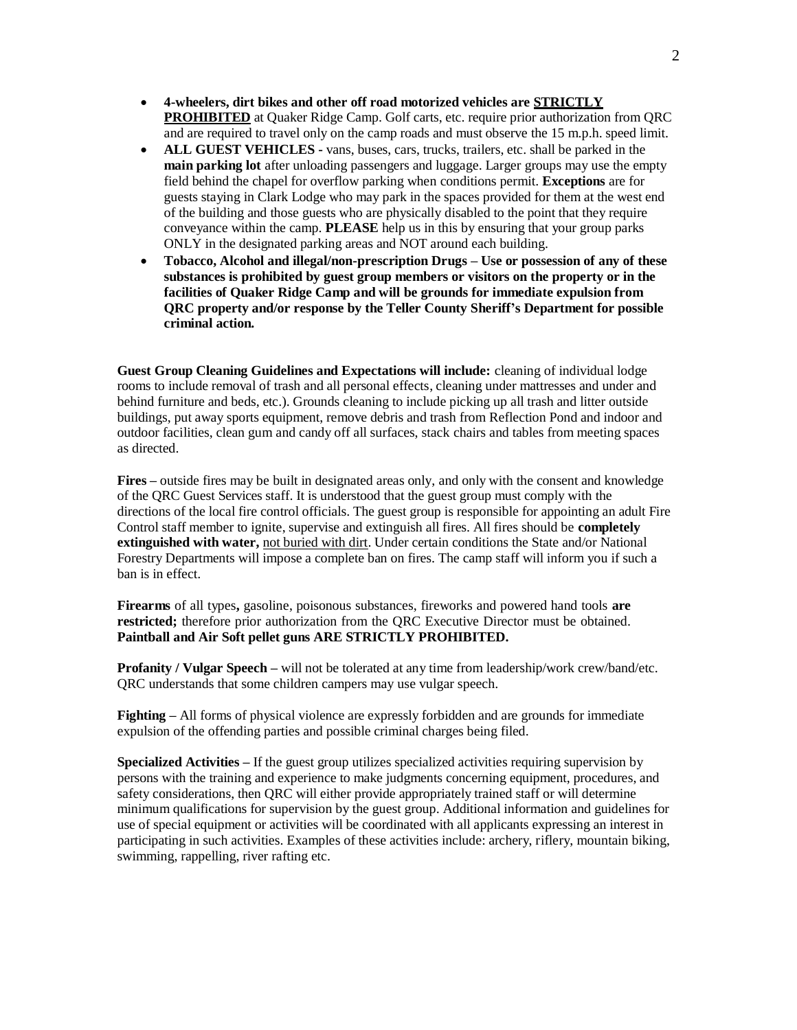- **4-wheelers, dirt bikes and other off road motorized vehicles are STRICTLY PROHIBITED** at Quaker Ridge Camp. Golf carts, etc. require prior authorization from QRC and are required to travel only on the camp roads and must observe the 15 m.p.h. speed limit.
- **ALL GUEST VEHICLES -** vans, buses, cars, trucks, trailers, etc. shall be parked in the **main parking lot** after unloading passengers and luggage. Larger groups may use the empty field behind the chapel for overflow parking when conditions permit. **Exceptions** are for guests staying in Clark Lodge who may park in the spaces provided for them at the west end of the building and those guests who are physically disabled to the point that they require conveyance within the camp. **PLEASE** help us in this by ensuring that your group parks ONLY in the designated parking areas and NOT around each building.
- **Tobacco, Alcohol and illegal/non-prescription Drugs – Use or possession of any of these substances is prohibited by guest group members or visitors on the property or in the facilities of Quaker Ridge Camp and will be grounds for immediate expulsion from QRC property and/or response by the Teller County Sheriff's Department for possible criminal action.**

**Guest Group Cleaning Guidelines and Expectations will include:** cleaning of individual lodge rooms to include removal of trash and all personal effects, cleaning under mattresses and under and behind furniture and beds, etc.). Grounds cleaning to include picking up all trash and litter outside buildings, put away sports equipment, remove debris and trash from Reflection Pond and indoor and outdoor facilities, clean gum and candy off all surfaces, stack chairs and tables from meeting spaces as directed.

**Fires –** outside fires may be built in designated areas only, and only with the consent and knowledge of the QRC Guest Services staff. It is understood that the guest group must comply with the directions of the local fire control officials. The guest group is responsible for appointing an adult Fire Control staff member to ignite, supervise and extinguish all fires. All fires should be **completely extinguished with water,** not buried with dirt. Under certain conditions the State and/or National Forestry Departments will impose a complete ban on fires. The camp staff will inform you if such a ban is in effect.

**Firearms** of all types**,** gasoline, poisonous substances, fireworks and powered hand tools **are restricted;** therefore prior authorization from the QRC Executive Director must be obtained. **Paintball and Air Soft pellet guns ARE STRICTLY PROHIBITED.**

**Profanity / Vulgar Speech –** will not be tolerated at any time from leadership/work crew/band/etc. QRC understands that some children campers may use vulgar speech.

**Fighting –** All forms of physical violence are expressly forbidden and are grounds for immediate expulsion of the offending parties and possible criminal charges being filed.

**Specialized Activities –** If the guest group utilizes specialized activities requiring supervision by persons with the training and experience to make judgments concerning equipment, procedures, and safety considerations, then QRC will either provide appropriately trained staff or will determine minimum qualifications for supervision by the guest group. Additional information and guidelines for use of special equipment or activities will be coordinated with all applicants expressing an interest in participating in such activities. Examples of these activities include: archery, riflery, mountain biking, swimming, rappelling, river rafting etc.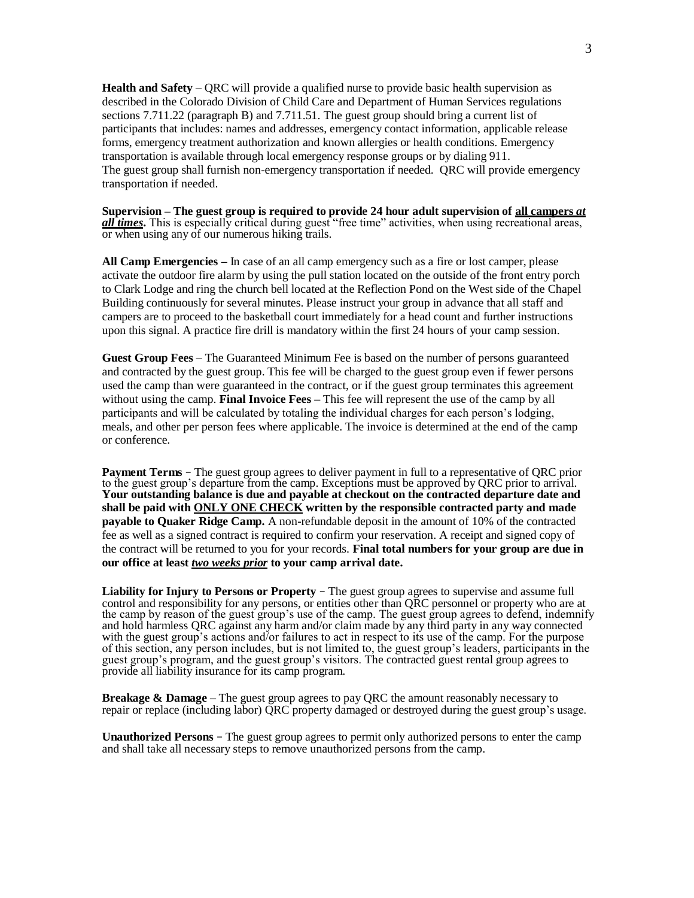**Health and Safety –** QRC will provide a qualified nurse to provide basic health supervision as described in the Colorado Division of Child Care and Department of Human Services regulations sections 7.711.22 (paragraph B) and 7.711.51. The guest group should bring a current list of participants that includes: names and addresses, emergency contact information, applicable release forms, emergency treatment authorization and known allergies or health conditions. Emergency transportation is available through local emergency response groups or by dialing 911.
The guest group shall furnish non-emergency transportation if needed. QRC will provide emergency transportation if needed.

**Supervision – The guest group is required to provide 24 hour adult supervision of <u>all campers</u> *<u>at all times</u>*.** This is especially critical during guest "free time" activities, when using recreational areas, or when using any of our numerous hiking trails.

**All Camp Emergencies –** In case of an all camp emergency such as a fire or lost camper, please activate the outdoor fire alarm by using the pull station located on the outside of the front entry porch to Clark Lodge and ring the church bell located at the Reflection Pond on the West side of the Chapel Building continuously for several minutes. Please instruct your group in advance that all staff and campers are to proceed to the basketball court immediately for a head count and further instructions upon this signal. A practice fire drill is mandatory within the first 24 hours of your camp session.

**Guest Group Fees –** The Guaranteed Minimum Fee is based on the number of persons guaranteed and contracted by the guest group. This fee will be charged to the guest group even if fewer persons used the camp than were guaranteed in the contract, or if the guest group terminates this agreement without using the camp. **Final Invoice Fees –** This fee will represent the use of the camp by all participants and will be calculated by totaling the individual charges for each person's lodging, meals, and other per person fees where applicable. The invoice is determined at the end of the camp or conference.

**Payment Terms** – The guest group agrees to deliver payment in full to a representative of QRC prior to the guest group's departure from the camp. Exceptions must be approved by QRC prior to arrival. **Your outstanding balance is due and payable at checkout on the contracted departure date and shall be paid with <u>ONLY ONE CHECK</u> written by the responsible contracted party and made payable to Quaker Ridge Camp.** A non-refundable deposit in the amount of 10% of the contracted fee as well as a signed contract is required to confirm your reservation. A receipt and signed copy of the contract will be returned to you for your records. **Final total numbers for your group are due in our office at least *<u>two weeks prior</u>* to your camp arrival date.**

**Liability for Injury to Persons or Property** – The guest group agrees to supervise and assume full control and responsibility for any persons, or entities other than QRC personnel or property who are at the camp by reason of the guest group's use of the camp. The guest group agrees to defend, indemnify and hold harmless QRC against any harm and/or claim made by any third party in any way connected with the guest group's actions and/or failures to act in respect to its use of the camp. For the purpose of this section, any person includes, but is not limited to, the guest group's leaders, participants in the guest group's program, and the guest group's visitors. The contracted guest rental group agrees to provide all liability insurance for its camp program.

**Breakage & Damage –** The guest group agrees to pay QRC the amount reasonably necessary to repair or replace (including labor) QRC property damaged or destroyed during the guest group's usage.

**Unauthorized Persons** – The guest group agrees to permit only authorized persons to enter the camp and shall take all necessary steps to remove unauthorized persons from the camp.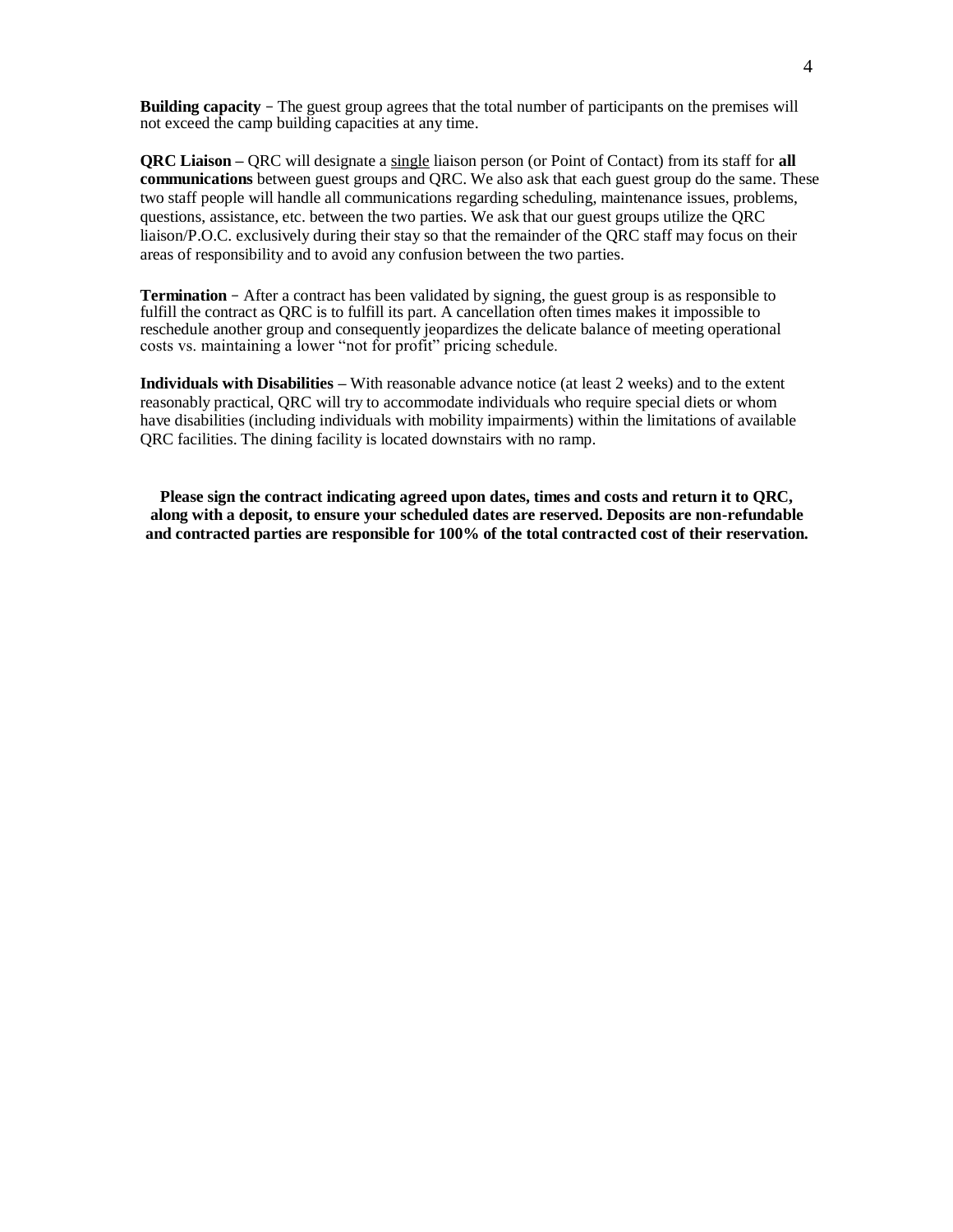**Building capacity** – The guest group agrees that the total number of participants on the premises will not exceed the camp building capacities at any time.

**QRC Liaison –** QRC will designate a single liaison person (or Point of Contact) from its staff for **all communications** between guest groups and QRC. We also ask that each guest group do the same. These two staff people will handle all communications regarding scheduling, maintenance issues, problems, questions, assistance, etc. between the two parties. We ask that our guest groups utilize the QRC liaison/P.O.C. exclusively during their stay so that the remainder of the QRC staff may focus on their areas of responsibility and to avoid any confusion between the two parties.

**Termination** – After a contract has been validated by signing, the guest group is as responsible to fulfill the contract as QRC is to fulfill its part. A cancellation often times makes it impossible to reschedule another group and consequently jeopardizes the delicate balance of meeting operational costs vs. maintaining a lower "not for profit" pricing schedule.

**Individuals with Disabilities –** With reasonable advance notice (at least 2 weeks) and to the extent reasonably practical, QRC will try to accommodate individuals who require special diets or whom have disabilities (including individuals with mobility impairments) within the limitations of available QRC facilities. The dining facility is located downstairs with no ramp.

**Please sign the contract indicating agreed upon dates, times and costs and return it to QRC, along with a deposit, to ensure your scheduled dates are reserved. Deposits are non-refundable and contracted parties are responsible for 100% of the total contracted cost of their reservation.**